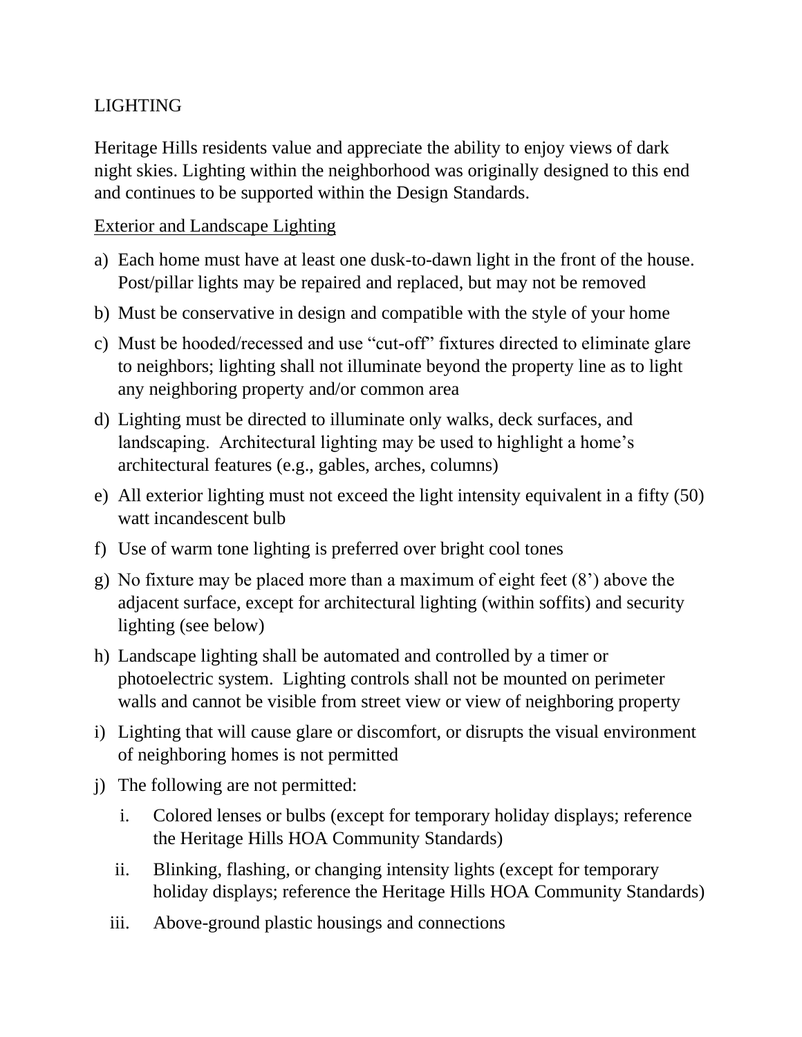# LIGHTING

Heritage Hills residents value and appreciate the ability to enjoy views of dark night skies. Lighting within the neighborhood was originally designed to this end and continues to be supported within the Design Standards.

<u>Exterior and Landscape Lighting</u>

a) Each home must have at least one dusk-to-dawn light in the front of the house. Post/pillar lights may be repaired and replaced, but may not be removed

b) Must be conservative in design and compatible with the style of your home

c) Must be hooded/recessed and use "cut-off" fixtures directed to eliminate glare to neighbors; lighting shall not illuminate beyond the property line as to light any neighboring property and/or common area

d) Lighting must be directed to illuminate only walks, deck surfaces, and landscaping. Architectural lighting may be used to highlight a home's architectural features (e.g., gables, arches, columns)

e) All exterior lighting must not exceed the light intensity equivalent in a fifty (50) watt incandescent bulb

f) Use of warm tone lighting is preferred over bright cool tones

g) No fixture may be placed more than a maximum of eight feet (8') above the adjacent surface, except for architectural lighting (within soffits) and security lighting (see below)

h) Landscape lighting shall be automated and controlled by a timer or photoelectric system. Lighting controls shall not be mounted on perimeter walls and cannot be visible from street view or view of neighboring property

i) Lighting that will cause glare or discomfort, or disrupts the visual environment of neighboring homes is not permitted

j) The following are not permitted:

   i. Colored lenses or bulbs (except for temporary holiday displays; reference the Heritage Hills HOA Community Standards)

   ii. Blinking, flashing, or changing intensity lights (except for temporary holiday displays; reference the Heritage Hills HOA Community Standards)

   iii. Above-ground plastic housings and connections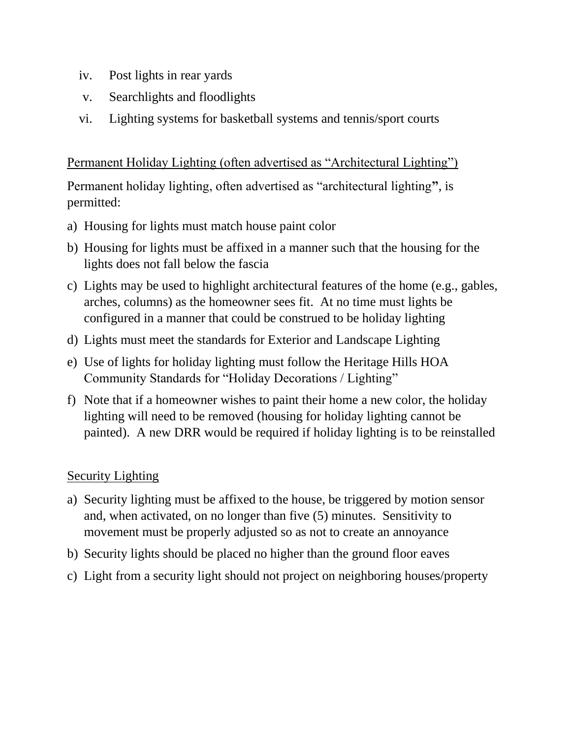iv. Post lights in rear yards

v. Searchlights and floodlights

vi. Lighting systems for basketball systems and tennis/sport courts

<u>Permanent Holiday Lighting (often advertised as "Architectural Lighting")</u>

Permanent holiday lighting, often advertised as "architectural lighting**"**, is permitted:

a) Housing for lights must match house paint color
b) Housing for lights must be affixed in a manner such that the housing for the lights does not fall below the fascia
c) Lights may be used to highlight architectural features of the home (e.g., gables, arches, columns) as the homeowner sees fit. At no time must lights be configured in a manner that could be construed to be holiday lighting
d) Lights must meet the standards for Exterior and Landscape Lighting
e) Use of lights for holiday lighting must follow the Heritage Hills HOA Community Standards for "Holiday Decorations / Lighting"
f) Note that if a homeowner wishes to paint their home a new color, the holiday lighting will need to be removed (housing for holiday lighting cannot be painted). A new DRR would be required if holiday lighting is to be reinstalled

<u>Security Lighting</u>

a) Security lighting must be affixed to the house, be triggered by motion sensor and, when activated, on no longer than five (5) minutes. Sensitivity to movement must be properly adjusted so as not to create an annoyance
b) Security lights should be placed no higher than the ground floor eaves
c) Light from a security light should not project on neighboring houses/property